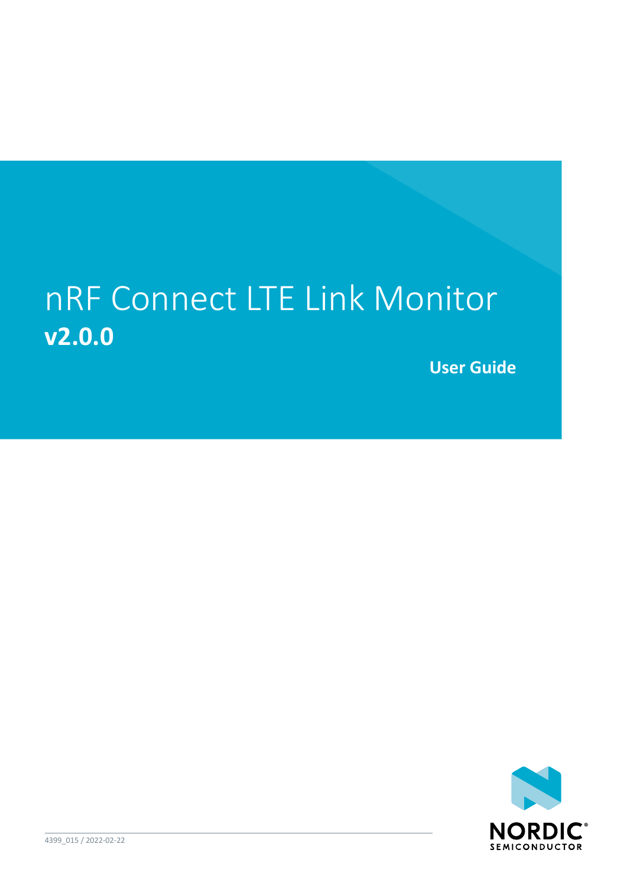# nRF Connect LTE Link Monitor

**v2.0.0**

**User Guide**

4399_015 / 2022-02-22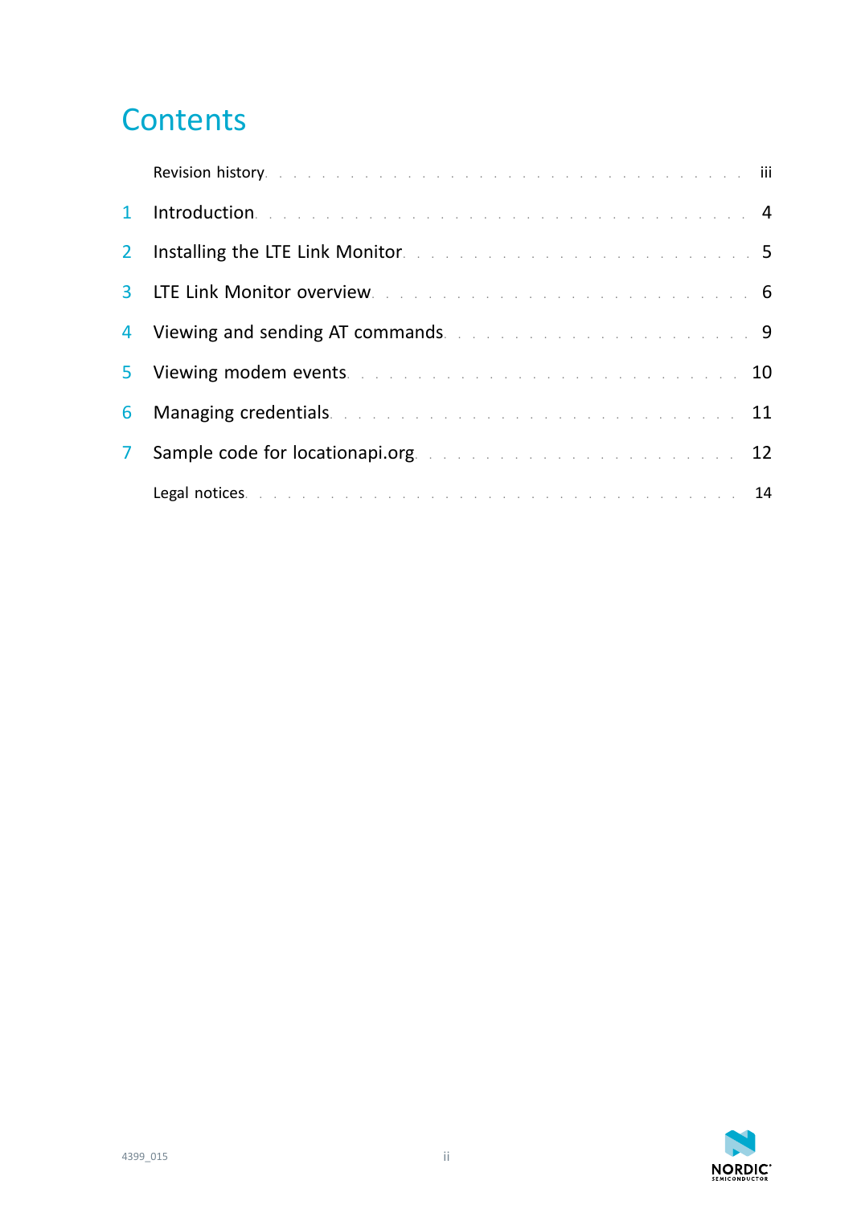# Contents

Revision history . . . . . . . . . . . . . . . . . . . . . . . . . . . . . . . iii

1 Introduction . . . . . . . . . . . . . . . . . . . . . . . . . . . . . . . 4

2 Installing the LTE Link Monitor . . . . . . . . . . . . . . . . . . . . . . . 5

3 LTE Link Monitor overview . . . . . . . . . . . . . . . . . . . . . . . . 6

4 Viewing and sending AT commands . . . . . . . . . . . . . . . . . . . . . 9

5 Viewing modem events . . . . . . . . . . . . . . . . . . . . . . . . . 10

6 Managing credentials . . . . . . . . . . . . . . . . . . . . . . . . . . 11

7 Sample code for locationapi.org . . . . . . . . . . . . . . . . . . . . . 12

Legal notices . . . . . . . . . . . . . . . . . . . . . . . . . . . . . . . 14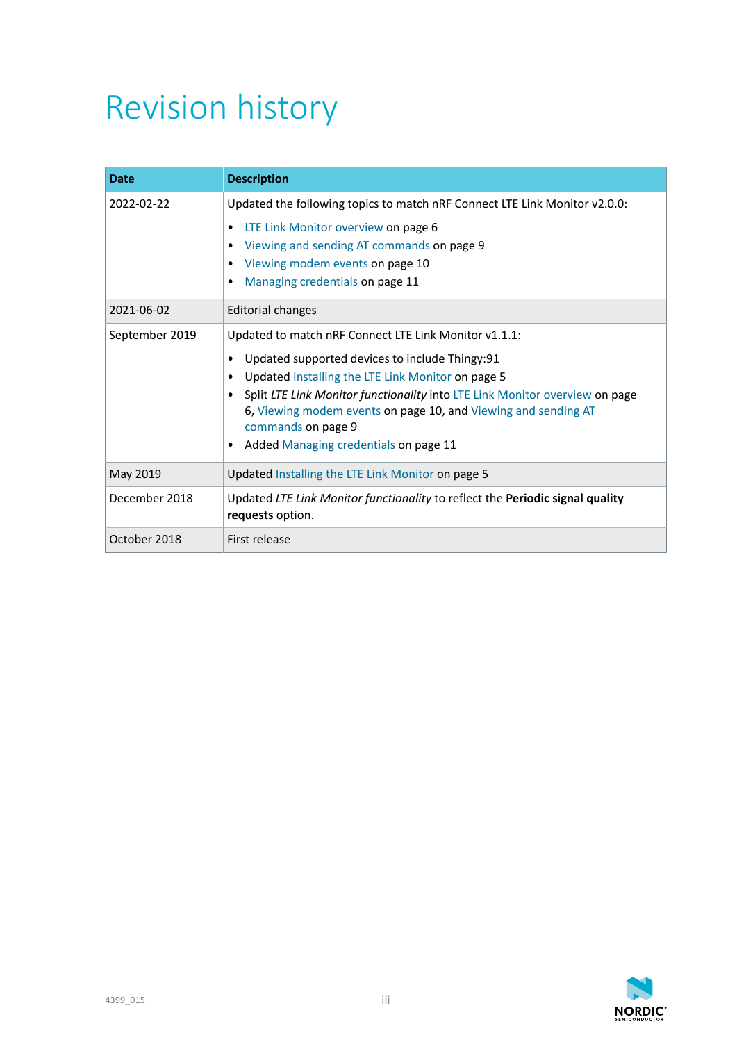# Revision history

| Date | Description |
|---|---|
| 2022-02-22 | Updated the following topics to match nRF Connect LTE Link Monitor v2.0.0:<br>• LTE Link Monitor overview on page 6<br>• Viewing and sending AT commands on page 9<br>• Viewing modem events on page 10<br>• Managing credentials on page 11 |
| 2021-06-02 | Editorial changes |
| September 2019 | Updated to match nRF Connect LTE Link Monitor v1.1.1:<br>• Updated supported devices to include Thingy:91<br>• Updated Installing the LTE Link Monitor on page 5<br>• Split *LTE Link Monitor functionality* into LTE Link Monitor overview on page 6, Viewing modem events on page 10, and Viewing and sending AT commands on page 9<br>• Added Managing credentials on page 11 |
| May 2019 | Updated Installing the LTE Link Monitor on page 5 |
| December 2018 | Updated *LTE Link Monitor functionality* to reflect the **Periodic signal quality requests** option. |
| October 2018 | First release |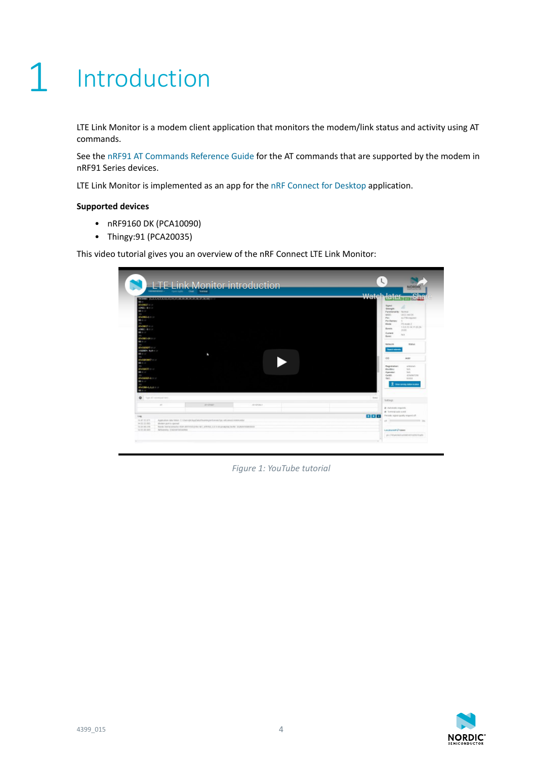# 1 Introduction

LTE Link Monitor is a modem client application that monitors the modem/link status and activity using AT commands.

See the nRF91 AT Commands Reference Guide for the AT commands that are supported by the modem in nRF91 Series devices.

LTE Link Monitor is implemented as an app for the nRF Connect for Desktop application.

**Supported devices**

- nRF9160 DK (PCA10090)
- Thingy:91 (PCA20035)

This video tutorial gives you an overview of the nRF Connect LTE Link Monitor:

*Figure 1: YouTube tutorial*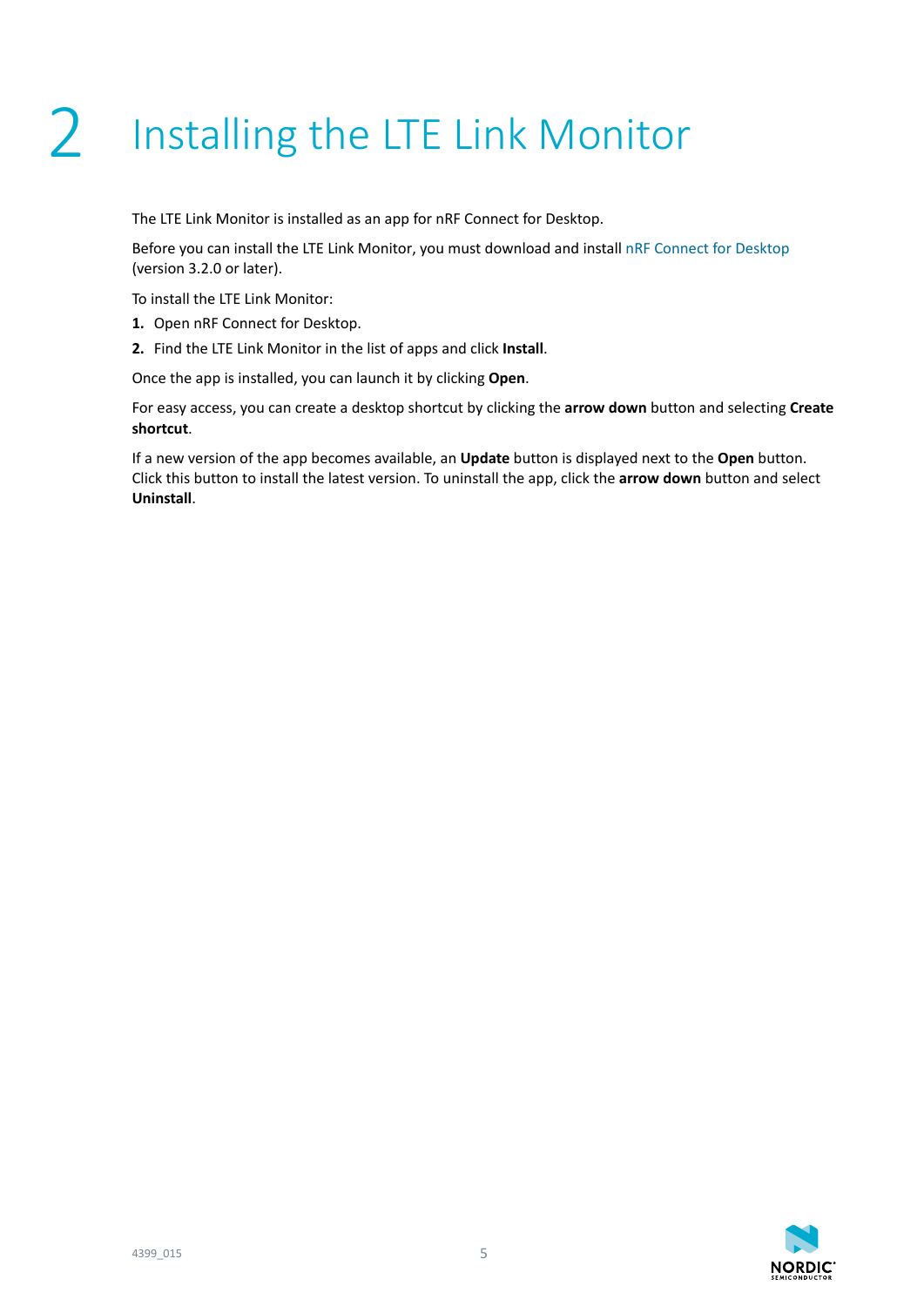# 2 Installing the LTE Link Monitor

The LTE Link Monitor is installed as an app for nRF Connect for Desktop.

Before you can install the LTE Link Monitor, you must download and install nRF Connect for Desktop (version 3.2.0 or later).

To install the LTE Link Monitor:

1. Open nRF Connect for Desktop.
2. Find the LTE Link Monitor in the list of apps and click **Install**.

Once the app is installed, you can launch it by clicking **Open**.

For easy access, you can create a desktop shortcut by clicking the **arrow down** button and selecting **Create shortcut**.

If a new version of the app becomes available, an **Update** button is displayed next to the **Open** button. Click this button to install the latest version. To uninstall the app, click the **arrow down** button and select **Uninstall**.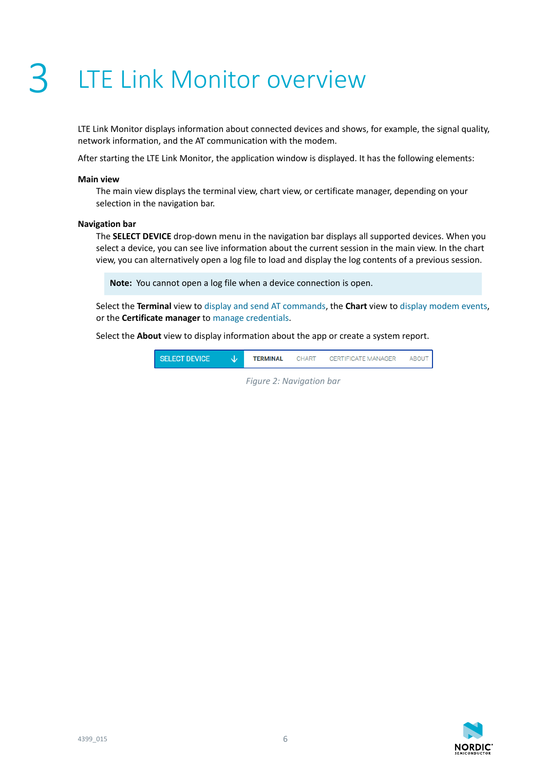# 3 LTE Link Monitor overview

LTE Link Monitor displays information about connected devices and shows, for example, the signal quality, network information, and the AT communication with the modem.

After starting the LTE Link Monitor, the application window is displayed. It has the following elements:

**Main view**

The main view displays the terminal view, chart view, or certificate manager, depending on your selection in the navigation bar.

**Navigation bar**

The **SELECT DEVICE** drop-down menu in the navigation bar displays all supported devices. When you select a device, you can see live information about the current session in the main view. In the chart view, you can alternatively open a log file to load and display the log contents of a previous session.

> **Note:** You cannot open a log file when a device connection is open.

Select the **Terminal** view to display and send AT commands, the **Chart** view to display modem events, or the **Certificate manager** to manage credentials.

Select the **About** view to display information about the app or create a system report.

SELECT DEVICE | TERMINAL | CHART | CERTIFICATE MANAGER | ABOUT

*Figure 2: Navigation bar*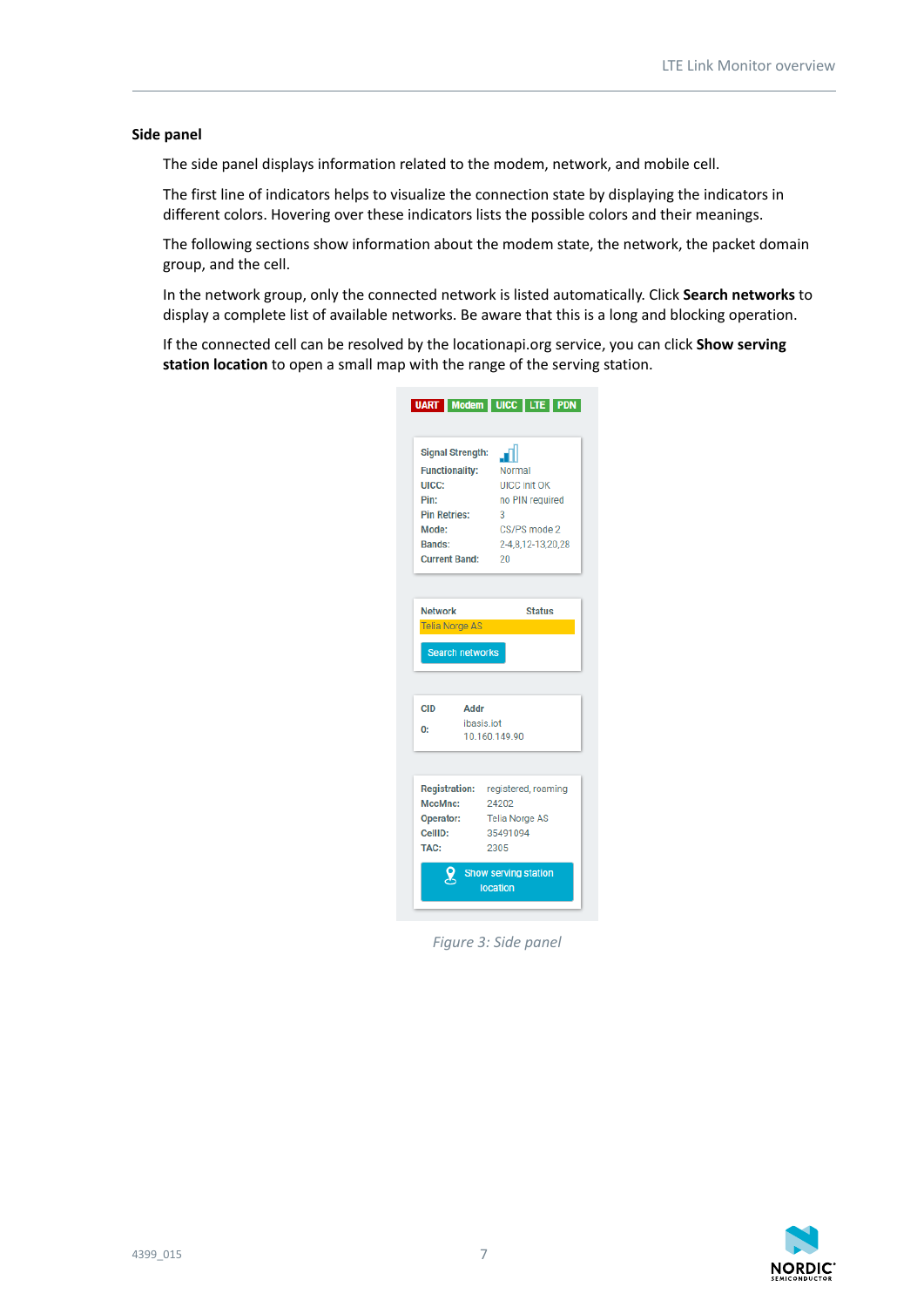### Side panel

The side panel displays information related to the modem, network, and mobile cell.

The first line of indicators helps to visualize the connection state by displaying the indicators in different colors. Hovering over these indicators lists the possible colors and their meanings.

The following sections show information about the modem state, the network, the packet domain group, and the cell.

In the network group, only the connected network is listed automatically. Click **Search networks** to display a complete list of available networks. Be aware that this is a long and blocking operation.

If the connected cell can be resolved by the locationapi.org service, you can click **Show serving station location** to open a small map with the range of the serving station.

*Figure 3: Side panel*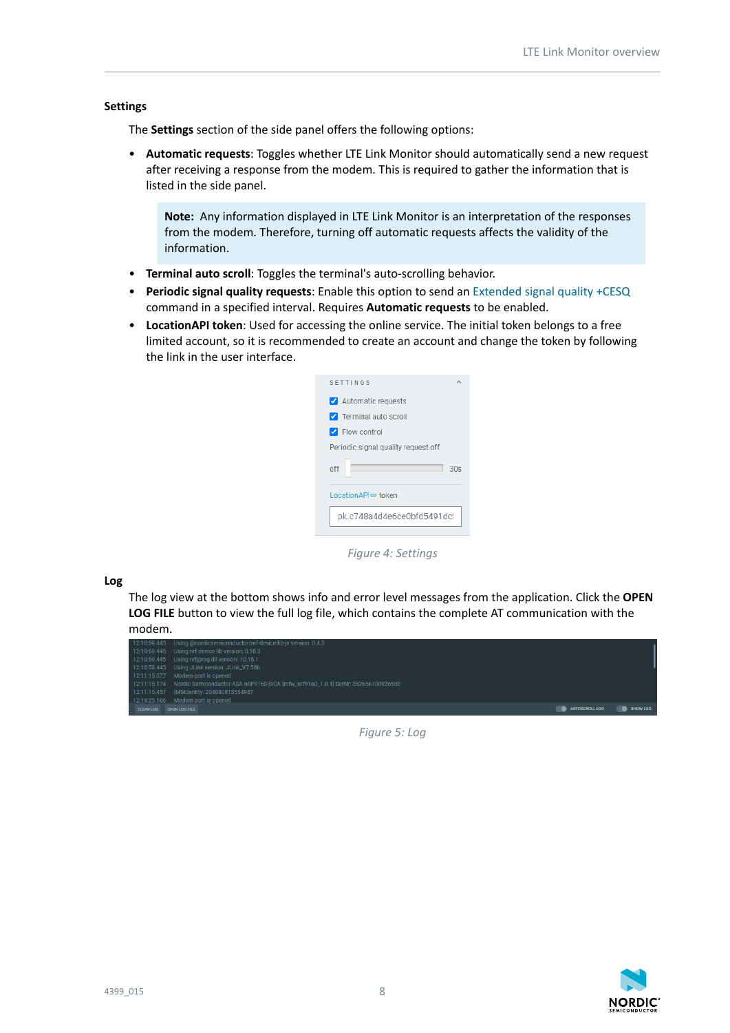### Settings

The **Settings** section of the side panel offers the following options:

- **Automatic requests**: Toggles whether LTE Link Monitor should automatically send a new request after receiving a response from the modem. This is required to gather the information that is listed in the side panel.

  > **Note:** Any information displayed in LTE Link Monitor is an interpretation of the responses from the modem. Therefore, turning off automatic requests affects the validity of the information.

- **Terminal auto scroll**: Toggles the terminal's auto-scrolling behavior.
- **Periodic signal quality requests**: Enable this option to send an Extended signal quality +CESQ command in a specified interval. Requires **Automatic requests** to be enabled.
- **LocationAPI token**: Used for accessing the online service. The initial token belongs to a free limited account, so it is recommended to create an account and change the token by following the link in the user interface.

*Figure 4: Settings*

### Log

The log view at the bottom shows info and error level messages from the application. Click the **OPEN LOG FILE** button to view the full log file, which contains the complete AT communication with the modem.

*Figure 5: Log*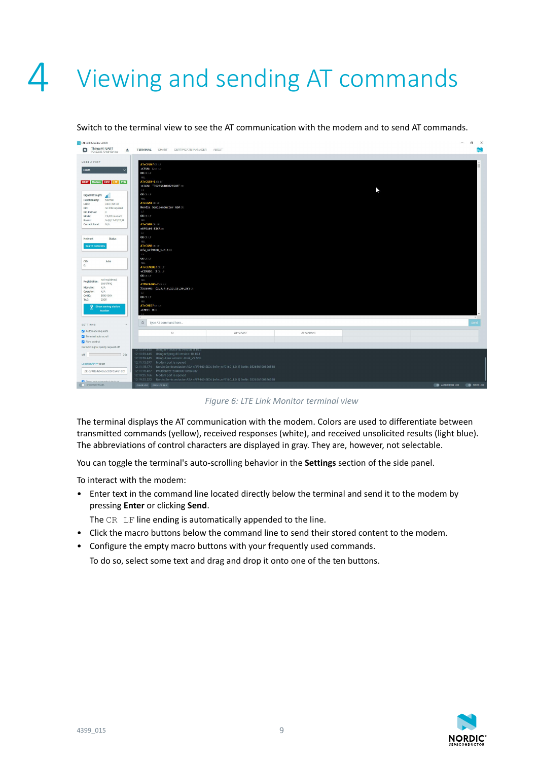# 4 Viewing and sending AT commands

Switch to the terminal view to see the AT communication with the modem and to send AT commands.

*Figure 6: LTE Link Monitor terminal view*

The terminal displays the AT communication with the modem. Colors are used to differentiate between transmitted commands (yellow), received responses (white), and received unsolicited results (light blue). The abbreviations of control characters are displayed in gray. They are, however, not selectable.

You can toggle the terminal's auto-scrolling behavior in the **Settings** section of the side panel.

To interact with the modem:

- Enter text in the command line located directly below the terminal and send it to the modem by pressing **Enter** or clicking **Send**.

  The `CR LF` line ending is automatically appended to the line.
- Click the macro buttons below the command line to send their stored content to the modem.
- Configure the empty macro buttons with your frequently used commands.

  To do so, select some text and drag and drop it onto one of the ten buttons.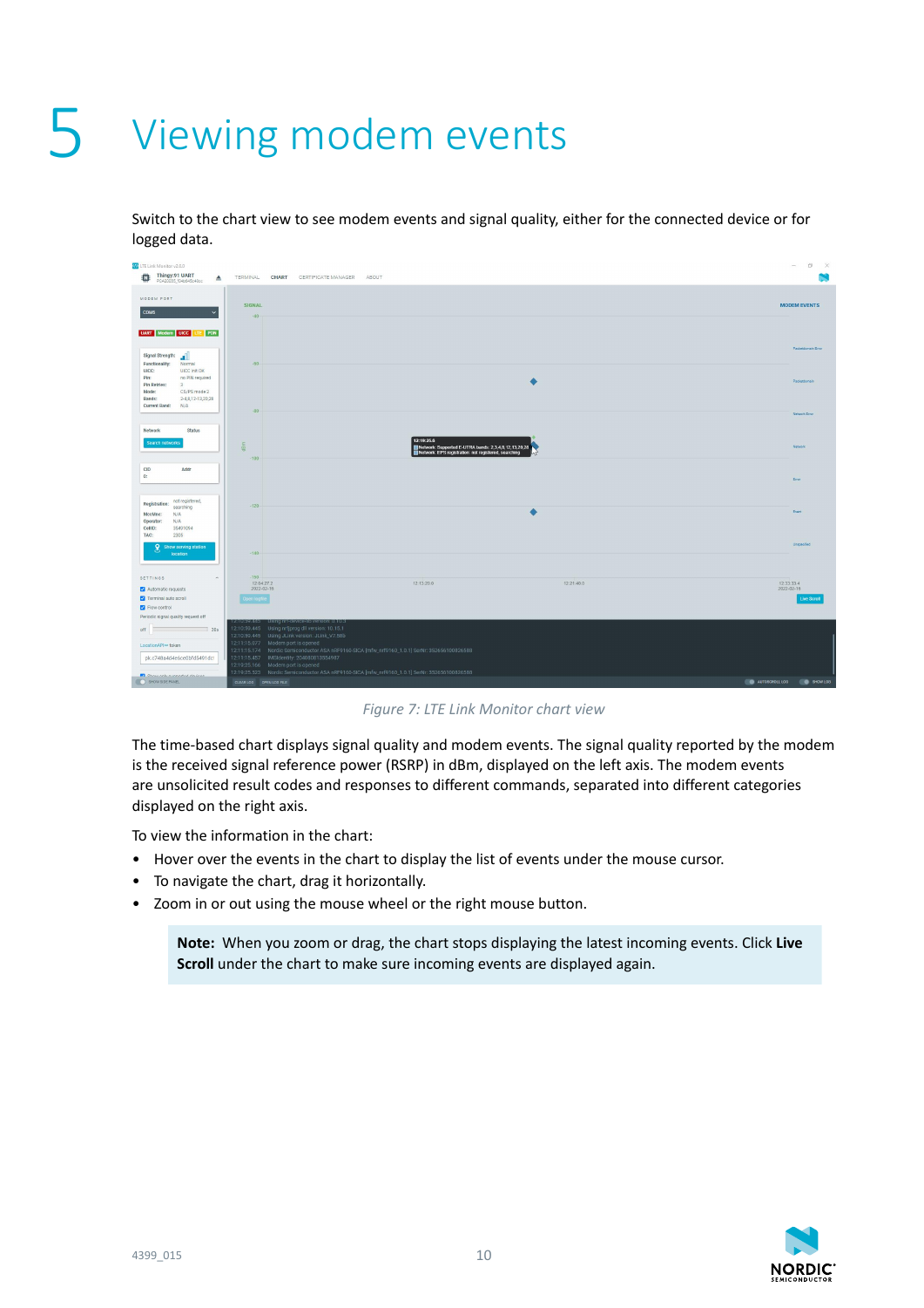# 5 Viewing modem events

Switch to the chart view to see modem events and signal quality, either for the connected device or for logged data.

*Figure 7: LTE Link Monitor chart view*

The time-based chart displays signal quality and modem events. The signal quality reported by the modem is the received signal reference power (RSRP) in dBm, displayed on the left axis. The modem events are unsolicited result codes and responses to different commands, separated into different categories displayed on the right axis.

To view the information in the chart:

- Hover over the events in the chart to display the list of events under the mouse cursor.
- To navigate the chart, drag it horizontally.
- Zoom in or out using the mouse wheel or the right mouse button.

> **Note:** When you zoom or drag, the chart stops displaying the latest incoming events. Click **Live Scroll** under the chart to make sure incoming events are displayed again.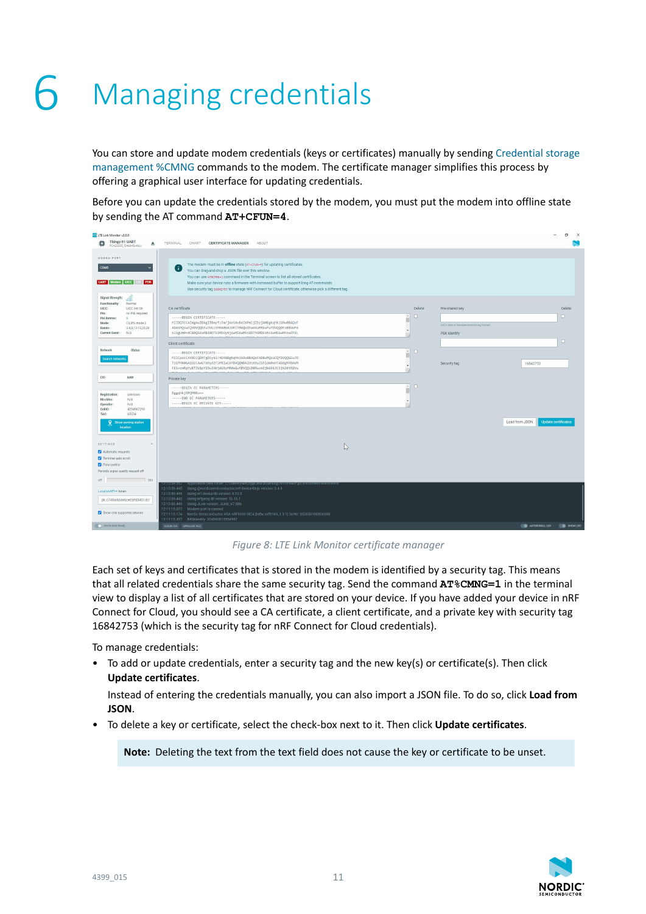# 6 Managing credentials

You can store and update modem credentials (keys or certificates) manually by sending Credential storage management %CMNG commands to the modem. The certificate manager simplifies this process by offering a graphical user interface for updating credentials.

Before you can update the credentials stored by the modem, you must put the modem into offline state by sending the AT command **AT+CFUN=4**.

*Figure 8: LTE Link Monitor certificate manager*

Each set of keys and certificates that is stored in the modem is identified by a security tag. This means that all related credentials share the same security tag. Send the command **AT%CMNG=1** in the terminal view to display a list of all certificates that are stored on your device. If you have added your device in nRF Connect for Cloud, you should see a CA certificate, a client certificate, and a private key with security tag 16842753 (which is the security tag for nRF Connect for Cloud credentials).

To manage credentials:

- To add or update credentials, enter a security tag and the new key(s) or certificate(s). Then click **Update certificates**.

  Instead of entering the credentials manually, you can also import a JSON file. To do so, click **Load from JSON**.
- To delete a key or certificate, select the check-box next to it. Then click **Update certificates**.

**Note:** Deleting the text from the text field does not cause the key or certificate to be unset.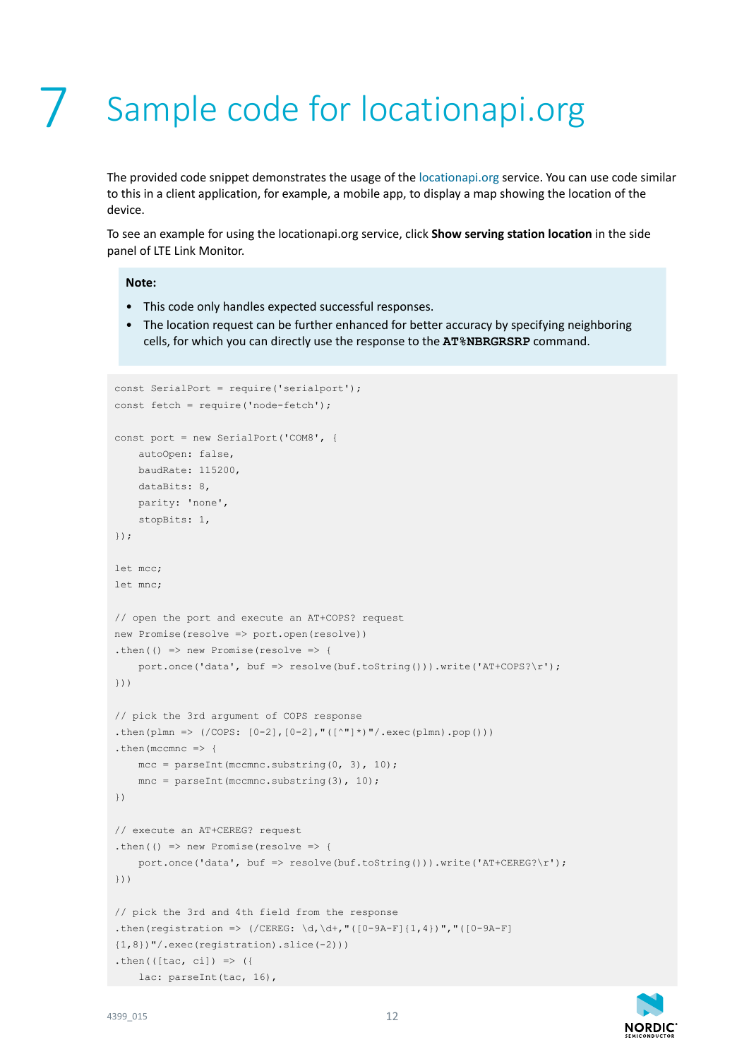# 7 Sample code for locationapi.org

The provided code snippet demonstrates the usage of the locationapi.org service. You can use code similar to this in a client application, for example, a mobile app, to display a map showing the location of the device.

To see an example for using the locationapi.org service, click **Show serving station location** in the side panel of LTE Link Monitor.

**Note:**

- This code only handles expected successful responses.
- The location request can be further enhanced for better accuracy by specifying neighboring cells, for which you can directly use the response to the **AT%NBRGRSRP** command.

```
const SerialPort = require('serialport');
const fetch = require('node-fetch');

const port = new SerialPort('COM8', {
    autoOpen: false,
    baudRate: 115200,
    dataBits: 8,
    parity: 'none',
    stopBits: 1,
});

let mcc;
let mnc;

// open the port and execute an AT+COPS? request
new Promise(resolve => port.open(resolve))
.then(() => new Promise(resolve => {
    port.once('data', buf => resolve(buf.toString())).write('AT+COPS?\r');
}))

// pick the 3rd argument of COPS response
.then(plmn => (/COPS: [0-2],[0-2],"([^"]*)"/.exec(plmn).pop()))
.then(mccmnc => {
    mcc = parseInt(mccmnc.substring(0, 3), 10);
    mnc = parseInt(mccmnc.substring(3), 10);
})

// execute an AT+CEREG? request
.then(() => new Promise(resolve => {
    port.once('data', buf => resolve(buf.toString())).write('AT+CEREG?\r');
}))

// pick the 3rd and 4th field from the response
.then(registration => (/CEREG: \d,\d+,"([0-9A-F]{1,4})","([0-9A-F]
{1,8})"/.exec(registration).slice(-2)))
.then(([tac, ci]) => ({
    lac: parseInt(tac, 16),
```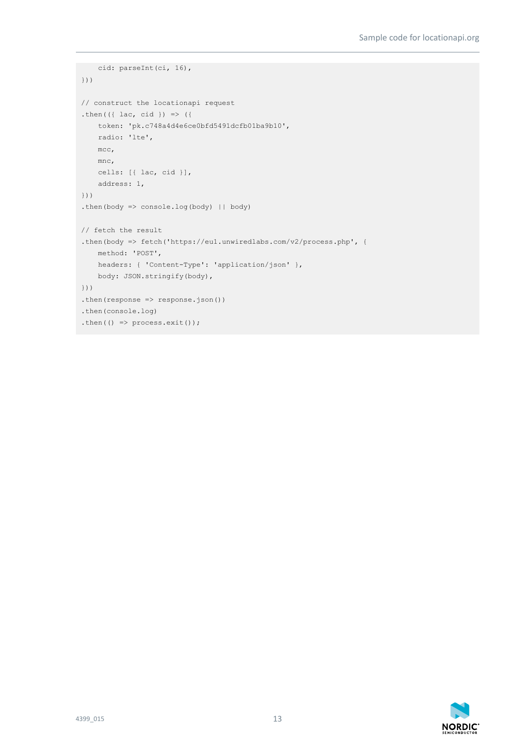```
    cid: parseInt(ci, 16),
}))

// construct the locationapi request
.then(({ lac, cid }) => ({
    token: 'pk.c748a4d4e6ce0bfd5491dcfb01ba9b10',
    radio: 'lte',
    mcc,
    mnc,
    cells: [{ lac, cid }],
    address: 1,
}))
.then(body => console.log(body) || body)

// fetch the result
.then(body => fetch('https://eu1.unwiredlabs.com/v2/process.php', {
    method: 'POST',
    headers: { 'Content-Type': 'application/json' },
    body: JSON.stringify(body),
}))
.then(response => response.json())
.then(console.log)
.then(() => process.exit());
```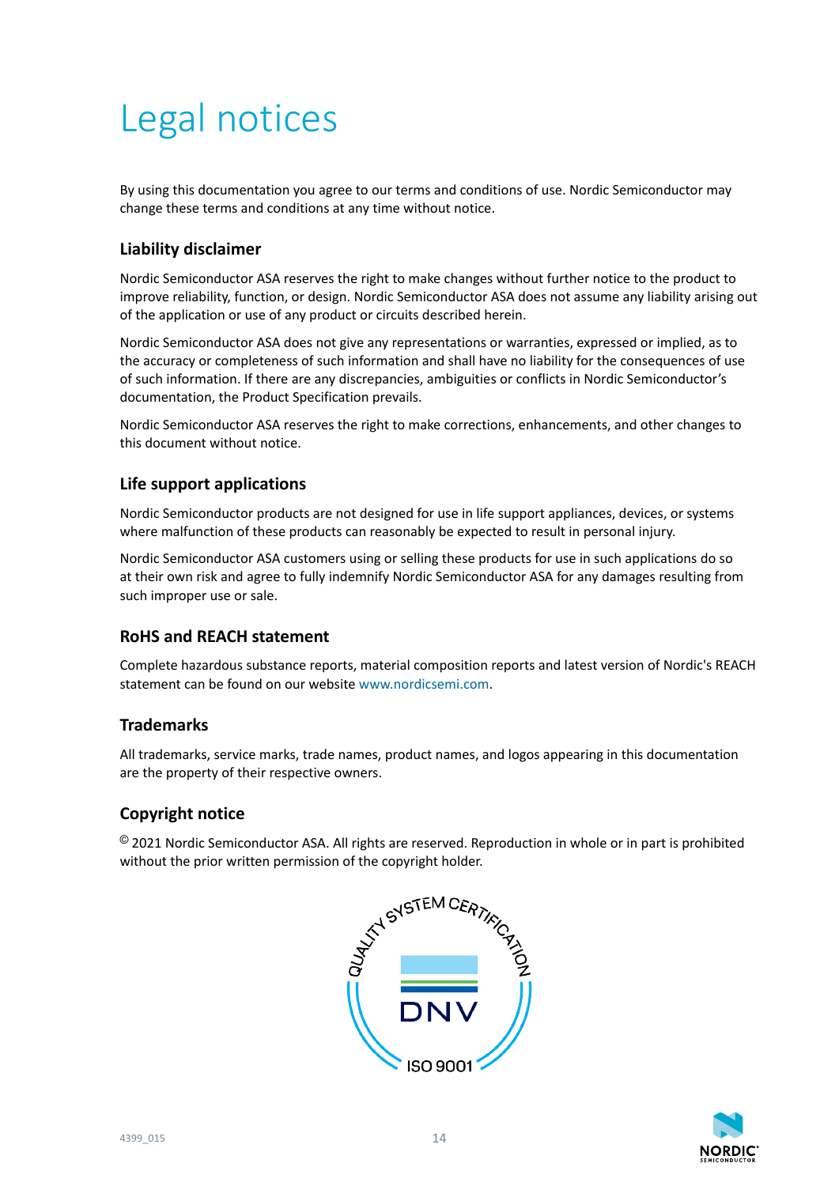# Legal notices

By using this documentation you agree to our terms and conditions of use. Nordic Semiconductor may change these terms and conditions at any time without notice.

## Liability disclaimer

Nordic Semiconductor ASA reserves the right to make changes without further notice to the product to improve reliability, function, or design. Nordic Semiconductor ASA does not assume any liability arising out of the application or use of any product or circuits described herein.

Nordic Semiconductor ASA does not give any representations or warranties, expressed or implied, as to the accuracy or completeness of such information and shall have no liability for the consequences of use of such information. If there are any discrepancies, ambiguities or conflicts in Nordic Semiconductor's documentation, the Product Specification prevails.

Nordic Semiconductor ASA reserves the right to make corrections, enhancements, and other changes to this document without notice.

## Life support applications

Nordic Semiconductor products are not designed for use in life support appliances, devices, or systems where malfunction of these products can reasonably be expected to result in personal injury.

Nordic Semiconductor ASA customers using or selling these products for use in such applications do so at their own risk and agree to fully indemnify Nordic Semiconductor ASA for any damages resulting from such improper use or sale.

## RoHS and REACH statement

Complete hazardous substance reports, material composition reports and latest version of Nordic's REACH statement can be found on our website www.nordicsemi.com.

## Trademarks

All trademarks, service marks, trade names, product names, and logos appearing in this documentation are the property of their respective owners.

## Copyright notice

© 2021 Nordic Semiconductor ASA. All rights are reserved. Reproduction in whole or in part is prohibited without the prior written permission of the copyright holder.

QUALITY SYSTEM CERTIFICATION
DNV
ISO 9001